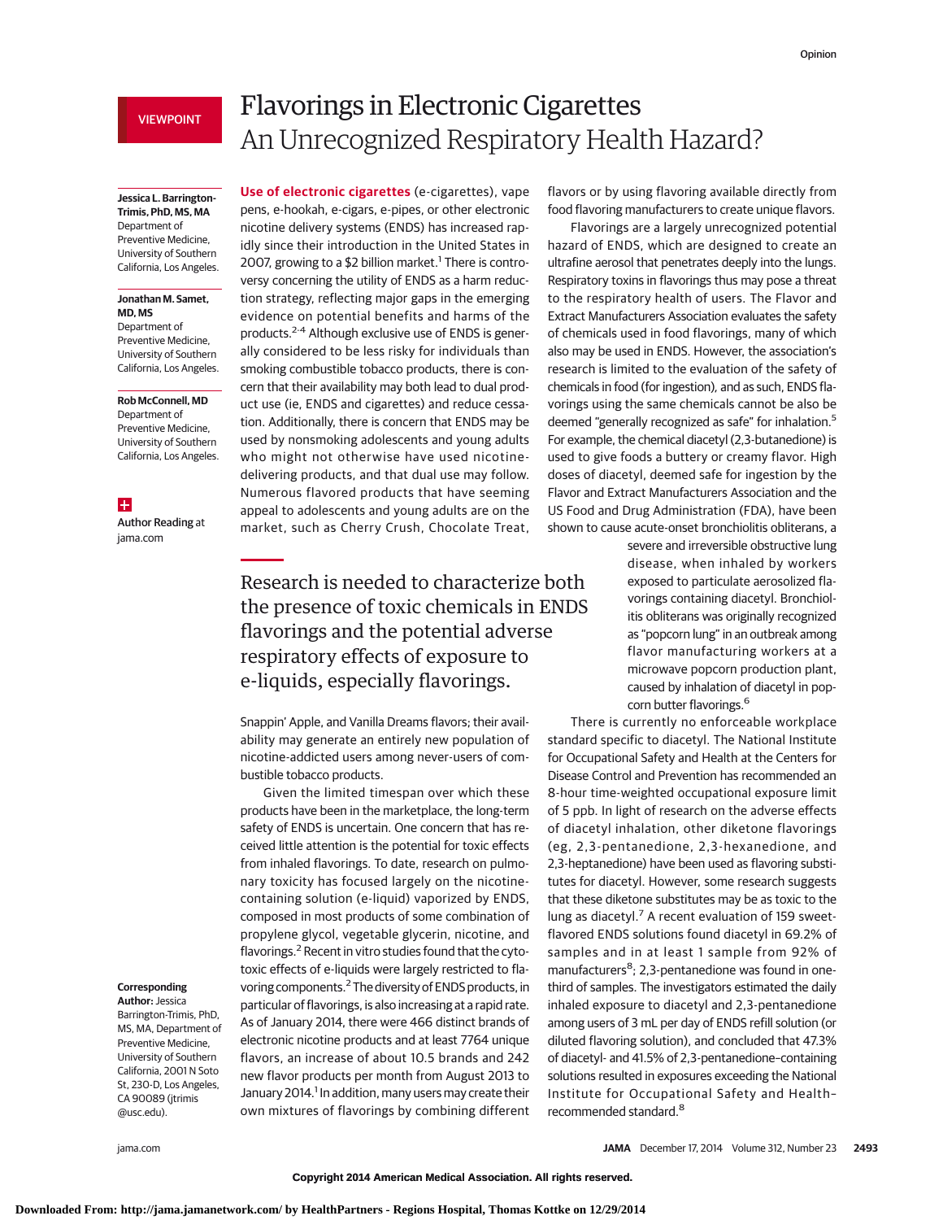VIEWPOINT

# Flavorings in Electronic Cigarettes
## An Unrecognized Respiratory Health Hazard?

**Jessica L. Barrington-Trimis, PhD, MS, MA**
Department of Preventive Medicine, University of Southern California, Los Angeles.

**Jonathan M. Samet, MD, MS**
Department of Preventive Medicine, University of Southern California, Los Angeles.

**Rob McConnell, MD**
Department of Preventive Medicine, University of Southern California, Los Angeles.

**Author Reading** at jama.com

**Corresponding Author:** Jessica Barrington-Trimis, PhD, MS, MA, Department of Preventive Medicine, University of Southern California, 2001 N Soto St, 230-D, Los Angeles, CA 90089 (jtrimis@usc.edu).

**Use of electronic cigarettes** (e-cigarettes), vape pens, e-hookah, e-cigars, e-pipes, or other electronic nicotine delivery systems (ENDS) has increased rapidly since their introduction in the United States in 2007, growing to a $2 billion market.[1] There is controversy concerning the utility of ENDS as a harm reduction strategy, reflecting major gaps in the emerging evidence on potential benefits and harms of the products.[2-4] Although exclusive use of ENDS is generally considered to be less risky for individuals than smoking combustible tobacco products, there is concern that their availability may both lead to dual product use (ie, ENDS and cigarettes) and reduce cessation. Additionally, there is concern that ENDS may be used by nonsmoking adolescents and young adults who might not otherwise have used nicotine-delivering products, and that dual use may follow. Numerous flavored products that have seeming appeal to adolescents and young adults are on the market, such as Cherry Crush, Chocolate Treat, Snappin' Apple, and Vanilla Dreams flavors; their availability may generate an entirely new population of nicotine-addicted users among never-users of combustible tobacco products.

> Research is needed to characterize both the presence of toxic chemicals in ENDS flavorings and the potential adverse respiratory effects of exposure to e-liquids, especially flavorings.

Given the limited timespan over which these products have been in the marketplace, the long-term safety of ENDS is uncertain. One concern that has received little attention is the potential for toxic effects from inhaled flavorings. To date, research on pulmonary toxicity has focused largely on the nicotine-containing solution (e-liquid) vaporized by ENDS, composed in most products of some combination of propylene glycol, vegetable glycerin, nicotine, and flavorings.[2] Recent in vitro studies found that the cytotoxic effects of e-liquids were largely restricted to flavoring components.[2] The diversity of ENDS products, in particular of flavorings, is also increasing at a rapid rate. As of January 2014, there were 466 distinct brands of electronic nicotine products and at least 7764 unique flavors, an increase of about 10.5 brands and 242 new flavor products per month from August 2013 to January 2014.[1] In addition, many users may create their own mixtures of flavorings by combining different flavors or by using flavoring available directly from food flavoring manufacturers to create unique flavors.

Flavorings are a largely unrecognized potential hazard of ENDS, which are designed to create an ultrafine aerosol that penetrates deeply into the lungs. Respiratory toxins in flavorings thus may pose a threat to the respiratory health of users. The Flavor and Extract Manufacturers Association evaluates the safety of chemicals used in food flavorings, many of which also may be used in ENDS. However, the association's research is limited to the evaluation of the safety of chemicals in food (for ingestion), and as such, ENDS flavorings using the same chemicals cannot be also be deemed "generally recognized as safe" for inhalation.[5] For example, the chemical diacetyl (2,3-butanedione) is used to give foods a buttery or creamy flavor. High doses of diacetyl, deemed safe for ingestion by the Flavor and Extract Manufacturers Association and the US Food and Drug Administration (FDA), have been shown to cause acute-onset bronchiolitis obliterans, a severe and irreversible obstructive lung disease, when inhaled by workers exposed to particulate aerosolized flavorings containing diacetyl. Bronchiolitis obliterans was originally recognized as "popcorn lung" in an outbreak among flavor manufacturing workers at a microwave popcorn production plant, caused by inhalation of diacetyl in popcorn butter flavorings.[6]

There is currently no enforceable workplace standard specific to diacetyl. The National Institute for Occupational Safety and Health at the Centers for Disease Control and Prevention has recommended an 8-hour time-weighted occupational exposure limit of 5 ppb. In light of research on the adverse effects of diacetyl inhalation, other diketone flavorings (eg, 2,3-pentanedione, 2,3-hexanedione, and 2,3-heptanedione) have been used as flavoring substitutes for diacetyl. However, some research suggests that these diketone substitutes may be as toxic to the lung as diacetyl.[7] A recent evaluation of 159 sweet-flavored ENDS solutions found diacetyl in 69.2% of samples and in at least 1 sample from 92% of manufacturers[8]; 2,3-pentanedione was found in one-third of samples. The investigators estimated the daily inhaled exposure to diacetyl and 2,3-pentanedione among users of 3 mL per day of ENDS refill solution (or diluted flavoring solution), and concluded that 47.3% of diacetyl- and 41.5% of 2,3-pentanedione–containing solutions resulted in exposures exceeding the National Institute for Occupational Safety and Health–recommended standard.[8]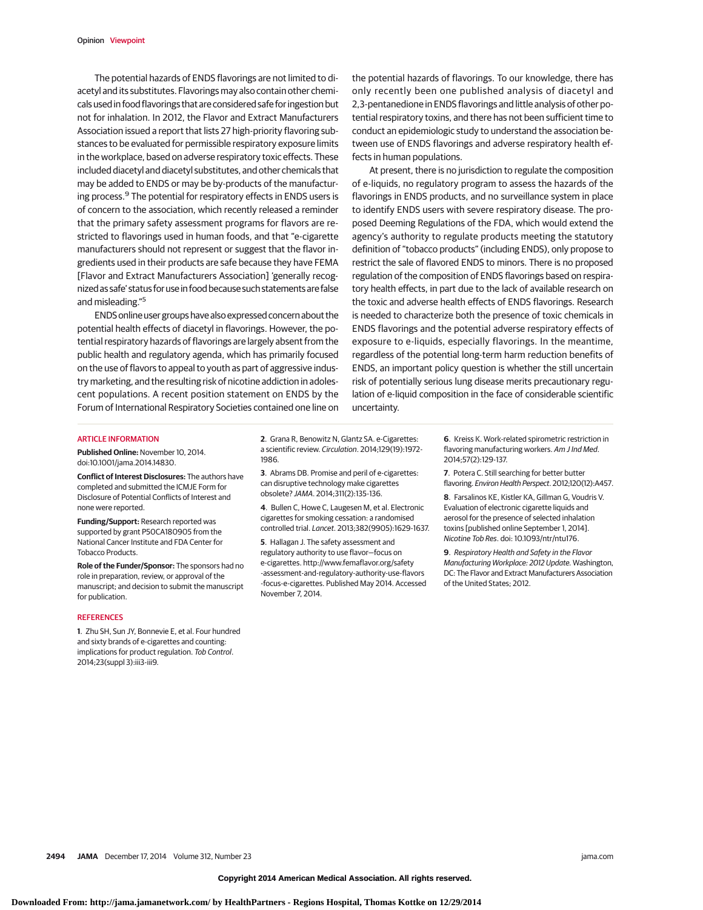The potential hazards of ENDS flavorings are not limited to diacetyl and its substitutes. Flavorings may also contain other chemicals used in food flavorings that are considered safe for ingestion but not for inhalation. In 2012, the Flavor and Extract Manufacturers Association issued a report that lists 27 high-priority flavoring substances to be evaluated for permissible respiratory exposure limits in the workplace, based on adverse respiratory toxic effects. These included diacetyl and diacetyl substitutes, and other chemicals that may be added to ENDS or may be by-products of the manufacturing process.[9] The potential for respiratory effects in ENDS users is of concern to the association, which recently released a reminder that the primary safety assessment programs for flavors are restricted to flavorings used in human foods, and that "e-cigarette manufacturers should not represent or suggest that the flavor ingredients used in their products are safe because they have FEMA [Flavor and Extract Manufacturers Association] 'generally recognized as safe' status for use in food because such statements are false and misleading."[5]

ENDS online user groups have also expressed concern about the potential health effects of diacetyl in flavorings. However, the potential respiratory hazards of flavorings are largely absent from the public health and regulatory agenda, which has primarily focused on the use of flavors to appeal to youth as part of aggressive industry marketing, and the resulting risk of nicotine addiction in adolescent populations. A recent position statement on ENDS by the Forum of International Respiratory Societies contained one line on the potential hazards of flavorings. To our knowledge, there has only recently been one published analysis of diacetyl and 2,3-pentanedione in ENDS flavorings and little analysis of other potential respiratory toxins, and there has not been sufficient time to conduct an epidemiologic study to understand the association between use of ENDS flavorings and adverse respiratory health effects in human populations.

At present, there is no jurisdiction to regulate the composition of e-liquids, no regulatory program to assess the hazards of the flavorings in ENDS products, and no surveillance system in place to identify ENDS users with severe respiratory disease. The proposed Deeming Regulations of the FDA, which would extend the agency's authority to regulate products meeting the statutory definition of "tobacco products" (including ENDS), only propose to restrict the sale of flavored ENDS to minors. There is no proposed regulation of the composition of ENDS flavorings based on respiratory health effects, in part due to the lack of available research on the toxic and adverse health effects of ENDS flavorings. Research is needed to characterize both the presence of toxic chemicals in ENDS flavorings and the potential adverse respiratory effects of exposure to e-liquids, especially flavorings. In the meantime, regardless of the potential long-term harm reduction benefits of ENDS, an important policy question is whether the still uncertain risk of potentially serious lung disease merits precautionary regulation of e-liquid composition in the face of considerable scientific uncertainty.

## ARTICLE INFORMATION

**Published Online:** November 10, 2014. doi:10.1001/jama.2014.14830.

**Conflict of Interest Disclosures:** The authors have completed and submitted the ICMJE Form for Disclosure of Potential Conflicts of Interest and none were reported.

**Funding/Support:** Research reported was supported by grant P50CA180905 from the National Cancer Institute and FDA Center for Tobacco Products.

**Role of the Funder/Sponsor:** The sponsors had no role in preparation, review, or approval of the manuscript; and decision to submit the manuscript for publication.

## REFERENCES

1. Zhu SH, Sun JY, Bonnevie E, et al. Four hundred and sixty brands of e-cigarettes and counting: implications for product regulation. *Tob Control*. 2014;23(suppl 3):iii3-iii9.

2. Grana R, Benowitz N, Glantz SA. e-Cigarettes: a scientific review. *Circulation*. 2014;129(19):1972-1986.

3. Abrams DB. Promise and peril of e-cigarettes: can disruptive technology make cigarettes obsolete? *JAMA*. 2014;311(2):135-136.

4. Bullen C, Howe C, Laugesen M, et al. Electronic cigarettes for smoking cessation: a randomised controlled trial. *Lancet*. 2013;382(9905):1629-1637.

5. Hallagan J. The safety assessment and regulatory authority to use flavor—focus on e-cigarettes. http://www.femaflavor.org/safety-assessment-and-regulatory-authority-use-flavors-focus-e-cigarettes. Published May 2014. Accessed November 7, 2014.

6. Kreiss K. Work-related spirometric restriction in flavoring manufacturing workers. *Am J Ind Med*. 2014;57(2):129-137.

7. Potera C. Still searching for better butter flavoring. *Environ Health Perspect*. 2012;120(12):A457.

8. Farsalinos KE, Kistler KA, Gillman G, Voudris V. Evaluation of electronic cigarette liquids and aerosol for the presence of selected inhalation toxins [published online September 1, 2014]. *Nicotine Tob Res*. doi: 10.1093/ntr/ntu176.

9. *Respiratory Health and Safety in the Flavor Manufacturing Workplace: 2012 Update*. Washington, DC: The Flavor and Extract Manufacturers Association of the United States; 2012.